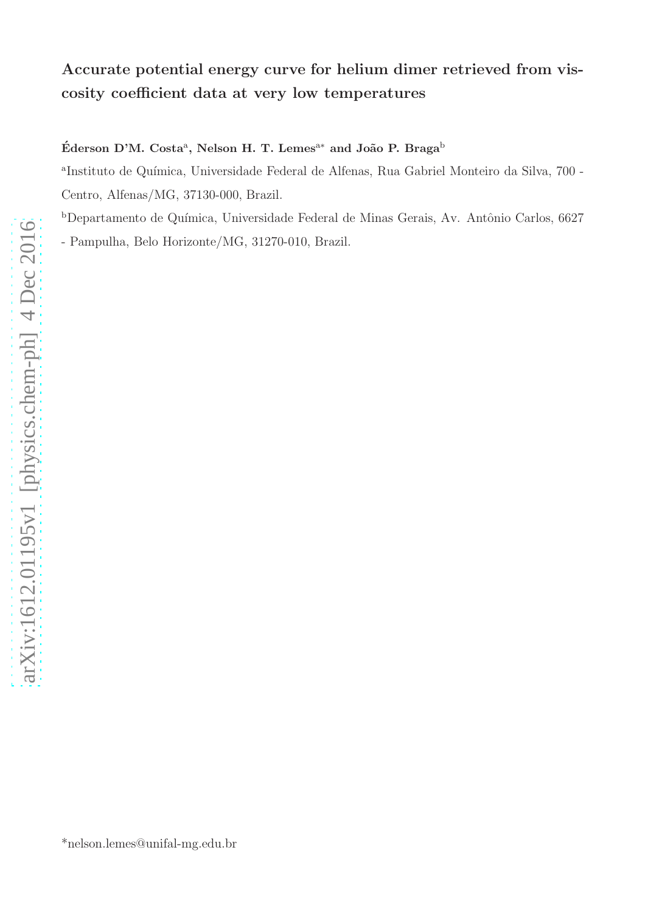# Accurate potential energy curve for helium dimer retrieved from viscosity coefficient data at very low temperatures

**Éderson D'M. Costa**[a]**, Nelson H. T. Lemes**[a*] **and João P. Braga**[b]

[a]Instituto de Química, Universidade Federal de Alfenas, Rua Gabriel Monteiro da Silva, 700 - Centro, Alfenas/MG, 37130-000, Brazil.

[b]Departamento de Química, Universidade Federal de Minas Gerais, Av. Antônio Carlos, 6627 - Pampulha, Belo Horizonte/MG, 31270-010, Brazil.

*nelson.lemes@unifal-mg.edu.br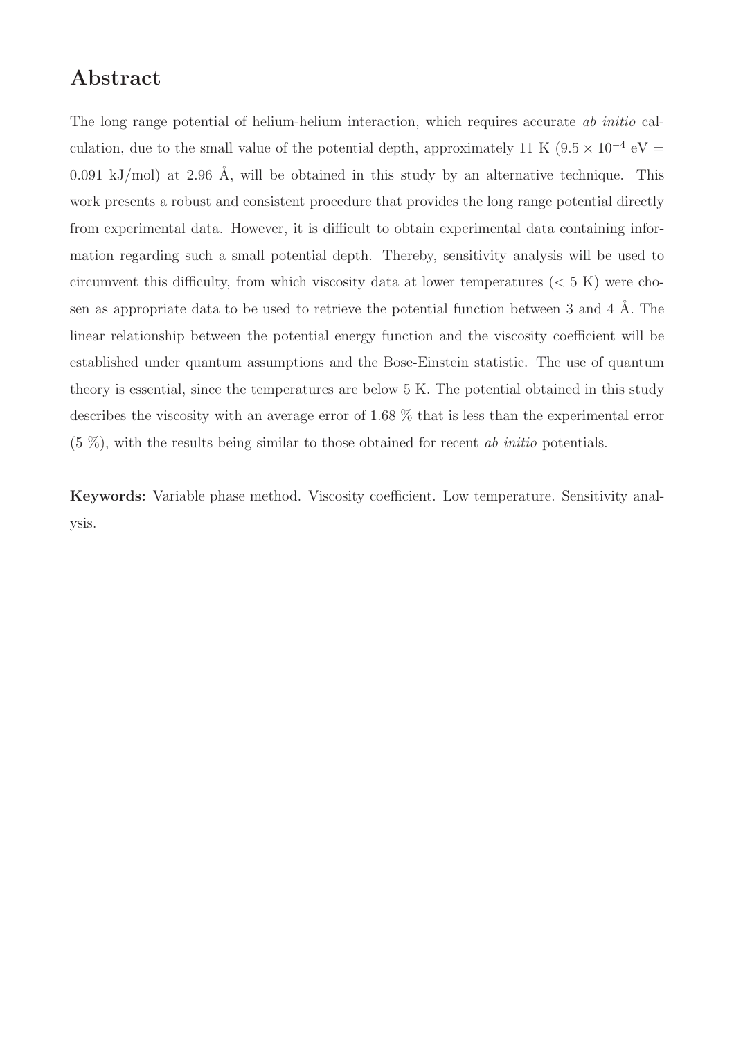## Abstract

The long range potential of helium-helium interaction, which requires accurate *ab initio* calculation, due to the small value of the potential depth, approximately 11 K ($9.5 \times 10^{-4}$ eV = 0.091 kJ/mol) at 2.96 Å, will be obtained in this study by an alternative technique. This work presents a robust and consistent procedure that provides the long range potential directly from experimental data. However, it is difficult to obtain experimental data containing information regarding such a small potential depth. Thereby, sensitivity analysis will be used to circumvent this difficulty, from which viscosity data at lower temperatures ($< 5$ K) were chosen as appropriate data to be used to retrieve the potential function between 3 and 4 Å. The linear relationship between the potential energy function and the viscosity coefficient will be established under quantum assumptions and the Bose-Einstein statistic. The use of quantum theory is essential, since the temperatures are below 5 K. The potential obtained in this study describes the viscosity with an average error of 1.68 % that is less than the experimental error (5 %), with the results being similar to those obtained for recent *ab initio* potentials.

**Keywords:** Variable phase method. Viscosity coefficient. Low temperature. Sensitivity analysis.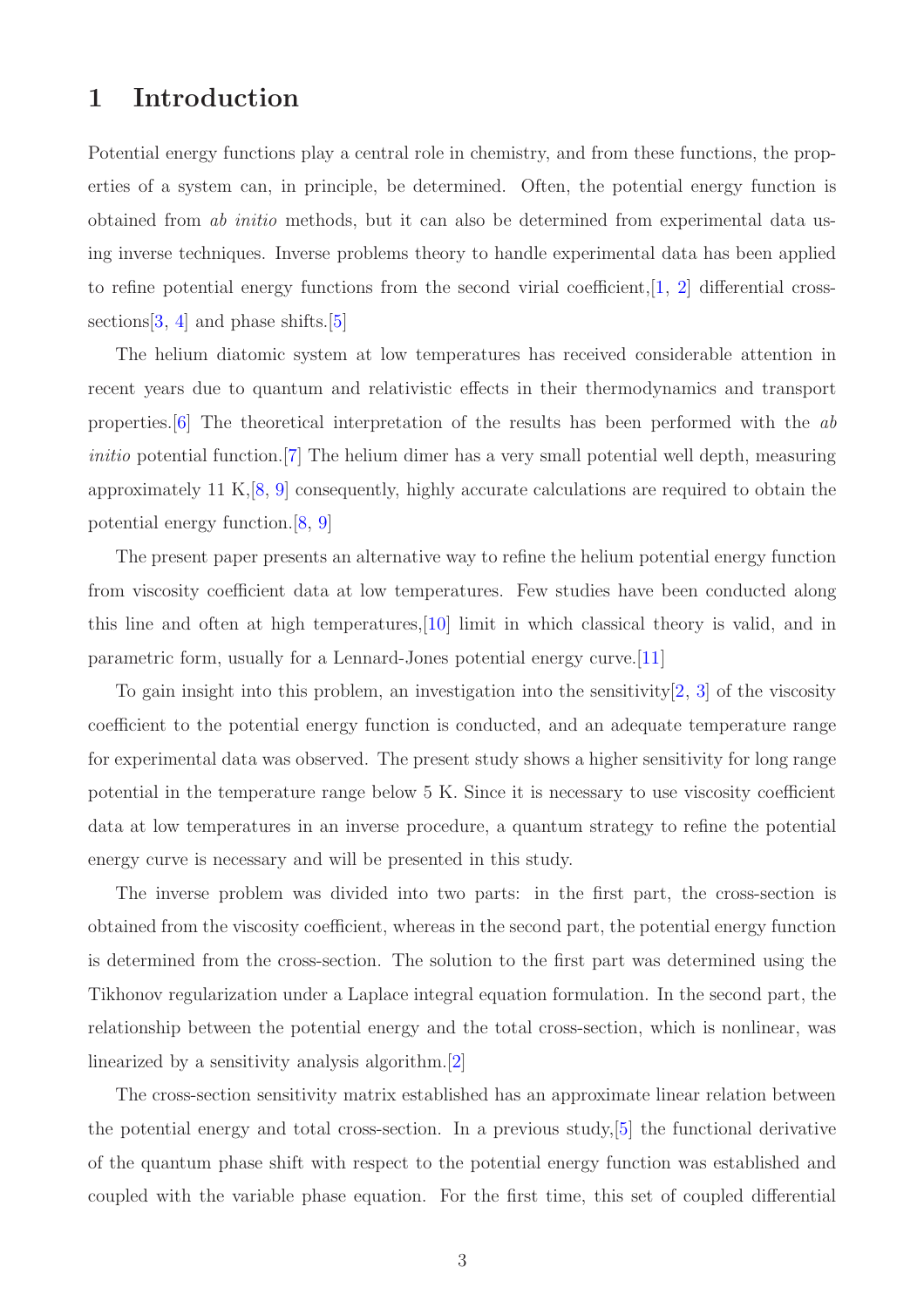# 1 Introduction

Potential energy functions play a central role in chemistry, and from these functions, the properties of a system can, in principle, be determined. Often, the potential energy function is obtained from *ab initio* methods, but it can also be determined from experimental data using inverse techniques. Inverse problems theory to handle experimental data has been applied to refine potential energy functions from the second virial coefficient,[1, 2] differential cross-sections[3, 4] and phase shifts.[5]

The helium diatomic system at low temperatures has received considerable attention in recent years due to quantum and relativistic effects in their thermodynamics and transport properties.[6] The theoretical interpretation of the results has been performed with the *ab initio* potential function.[7] The helium dimer has a very small potential well depth, measuring approximately 11 K,[8, 9] consequently, highly accurate calculations are required to obtain the potential energy function.[8, 9]

The present paper presents an alternative way to refine the helium potential energy function from viscosity coefficient data at low temperatures. Few studies have been conducted along this line and often at high temperatures,[10] limit in which classical theory is valid, and in parametric form, usually for a Lennard-Jones potential energy curve.[11]

To gain insight into this problem, an investigation into the sensitivity[2, 3] of the viscosity coefficient to the potential energy function is conducted, and an adequate temperature range for experimental data was observed. The present study shows a higher sensitivity for long range potential in the temperature range below 5 K. Since it is necessary to use viscosity coefficient data at low temperatures in an inverse procedure, a quantum strategy to refine the potential energy curve is necessary and will be presented in this study.

The inverse problem was divided into two parts: in the first part, the cross-section is obtained from the viscosity coefficient, whereas in the second part, the potential energy function is determined from the cross-section. The solution to the first part was determined using the Tikhonov regularization under a Laplace integral equation formulation. In the second part, the relationship between the potential energy and the total cross-section, which is nonlinear, was linearized by a sensitivity analysis algorithm.[2]

The cross-section sensitivity matrix established has an approximate linear relation between the potential energy and total cross-section. In a previous study,[5] the functional derivative of the quantum phase shift with respect to the potential energy function was established and coupled with the variable phase equation. For the first time, this set of coupled differential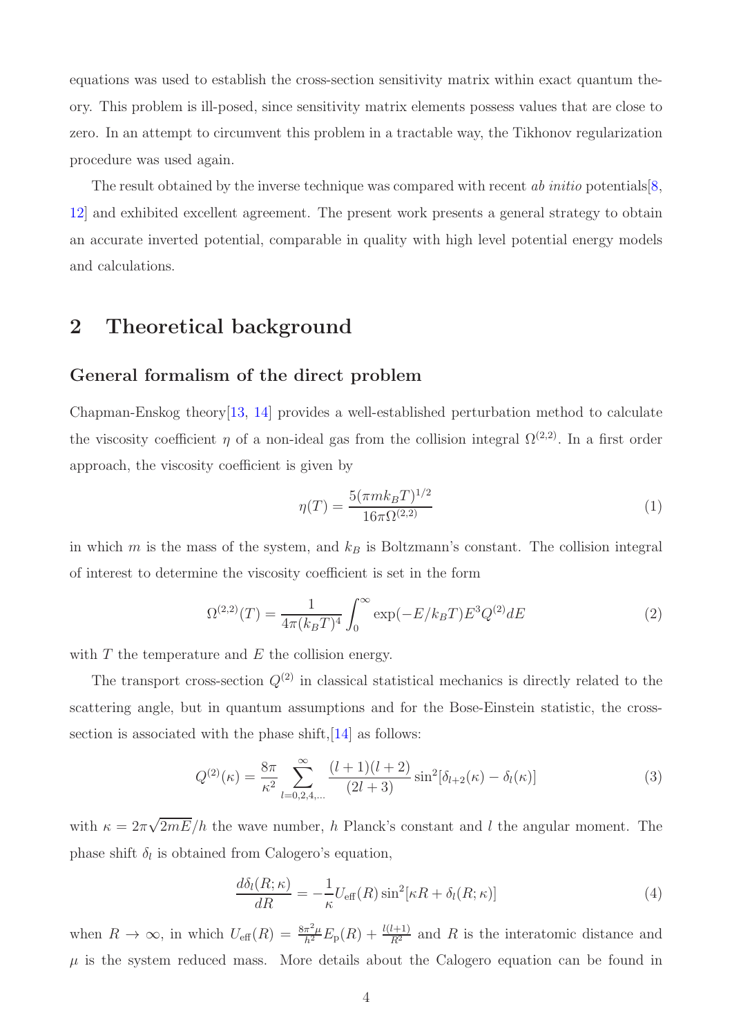equations was used to establish the cross-section sensitivity matrix within exact quantum theory. This problem is ill-posed, since sensitivity matrix elements possess values that are close to zero. In an attempt to circumvent this problem in a tractable way, the Tikhonov regularization procedure was used again.

The result obtained by the inverse technique was compared with recent *ab initio* potentials[8, 12] and exhibited excellent agreement. The present work presents a general strategy to obtain an accurate inverted potential, comparable in quality with high level potential energy models and calculations.

# 2 Theoretical background

## General formalism of the direct problem

Chapman-Enskog theory[13, 14] provides a well-established perturbation method to calculate the viscosity coefficient $\eta$ of a non-ideal gas from the collision integral $\Omega^{(2,2)}$. In a first order approach, the viscosity coefficient is given by

$$\eta(T) = \frac{5(\pi m k_B T)^{1/2}}{16\pi\Omega^{(2,2)}} \tag{1}$$

in which $m$ is the mass of the system, and $k_B$ is Boltzmann's constant. The collision integral of interest to determine the viscosity coefficient is set in the form

$$\Omega^{(2,2)}(T) = \frac{1}{4\pi(k_B T)^4}\int_0^\infty \exp(-E/k_B T)E^3 Q^{(2)} dE \tag{2}$$

with $T$ the temperature and $E$ the collision energy.

The transport cross-section $Q^{(2)}$ in classical statistical mechanics is directly related to the scattering angle, but in quantum assumptions and for the Bose-Einstein statistic, the cross-section is associated with the phase shift,[14] as follows:

$$Q^{(2)}(\kappa) = \frac{8\pi}{\kappa^2}\sum_{l=0,2,4,\ldots}^{\infty} \frac{(l+1)(l+2)}{(2l+3)} \sin^2[\delta_{l+2}(\kappa) - \delta_l(\kappa)] \tag{3}$$

with $\kappa = 2\pi\sqrt{2mE}/h$ the wave number, $h$ Planck's constant and $l$ the angular moment. The phase shift $\delta_l$ is obtained from Calogero's equation,

$$\frac{d\delta_l(R;\kappa)}{dR} = -\frac{1}{\kappa}U_{\text{eff}}(R)\sin^2[\kappa R + \delta_l(R;\kappa)] \tag{4}$$

when $R \to \infty$, in which $U_{\text{eff}}(R) = \frac{8\pi^2\mu}{h^2}E_{\text{p}}(R) + \frac{l(l+1)}{R^2}$ and $R$ is the interatomic distance and $\mu$ is the system reduced mass. More details about the Calogero equation can be found in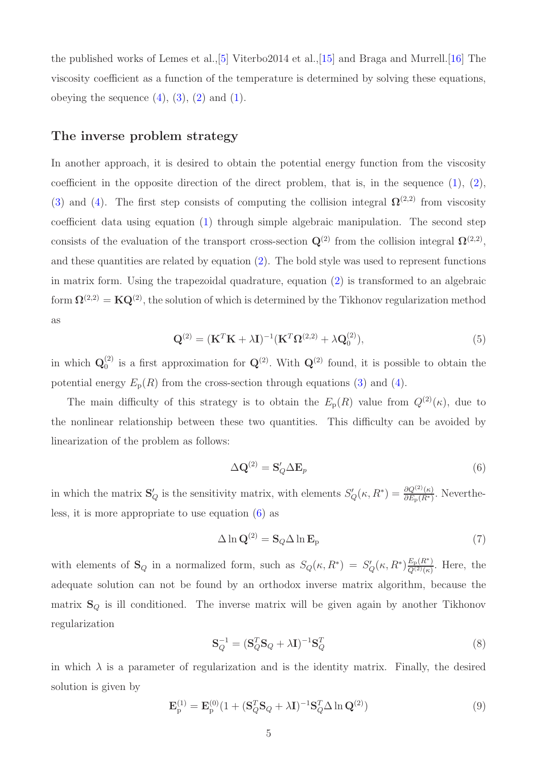the published works of Lemes et al.,[5] Viterbo2014 et al.,[15] and Braga and Murrell.[16] The viscosity coefficient as a function of the temperature is determined by solving these equations, obeying the sequence (4), (3), (2) and (1).

## The inverse problem strategy

In another approach, it is desired to obtain the potential energy function from the viscosity coefficient in the opposite direction of the direct problem, that is, in the sequence (1), (2), (3) and (4). The first step consists of computing the collision integral $\mathbf{\Omega}^{(2,2)}$ from viscosity coefficient data using equation (1) through simple algebraic manipulation. The second step consists of the evaluation of the transport cross-section $\mathbf{Q}^{(2)}$ from the collision integral $\mathbf{\Omega}^{(2,2)}$, and these quantities are related by equation (2). The bold style was used to represent functions in matrix form. Using the trapezoidal quadrature, equation (2) is transformed to an algebraic form $\mathbf{\Omega}^{(2,2)} = \mathbf{K}\mathbf{Q}^{(2)}$, the solution of which is determined by the Tikhonov regularization method as

$$\mathbf{Q}^{(2)} = (\mathbf{K}^T\mathbf{K} + \lambda\mathbf{I})^{-1}(\mathbf{K}^T\mathbf{\Omega}^{(2,2)} + \lambda\mathbf{Q}_0^{(2)}), \tag{5}$$

in which $\mathbf{Q}_0^{(2)}$ is a first approximation for $\mathbf{Q}^{(2)}$. With $\mathbf{Q}^{(2)}$ found, it is possible to obtain the potential energy $E_\mathrm{p}(R)$ from the cross-section through equations (3) and (4).

The main difficulty of this strategy is to obtain the $E_\mathrm{p}(R)$ value from $Q^{(2)}(\kappa)$, due to the nonlinear relationship between these two quantities. This difficulty can be avoided by linearization of the problem as follows:

$$\Delta\mathbf{Q}^{(2)} = \mathbf{S}'_Q\Delta\mathbf{E}_p \tag{6}$$

in which the matrix $\mathbf{S}'_Q$ is the sensitivity matrix, with elements $S'_Q(\kappa, R^*) = \frac{\partial Q^{(2)}(\kappa)}{\partial E_\mathrm{p}(R^*)}$. Nevertheless, it is more appropriate to use equation (6) as

$$\Delta\ln\mathbf{Q}^{(2)} = \mathbf{S}_Q\Delta\ln\mathbf{E}_\mathrm{p} \tag{7}$$

with elements of $\mathbf{S}_Q$ in a normalized form, such as $S_Q(\kappa, R^*) = S'_Q(\kappa, R^*)\frac{E_\mathrm{p}(R^*)}{Q^{(2)}(\kappa)}$. Here, the adequate solution can not be found by an orthodox inverse matrix algorithm, because the matrix $\mathbf{S}_Q$ is ill conditioned. The inverse matrix will be given again by another Tikhonov regularization

$$\mathbf{S}_Q^{-1} = (\mathbf{S}_Q^T\mathbf{S}_Q + \lambda\mathbf{I})^{-1}\mathbf{S}_Q^T \tag{8}$$

in which $\lambda$ is a parameter of regularization and is the identity matrix. Finally, the desired solution is given by

$$\mathbf{E}_\mathrm{p}^{(1)} = \mathbf{E}_\mathrm{p}^{(0)}(1 + (\mathbf{S}_Q^T\mathbf{S}_Q + \lambda\mathbf{I})^{-1}\mathbf{S}_Q^T\Delta\ln\mathbf{Q}^{(2)}) \tag{9}$$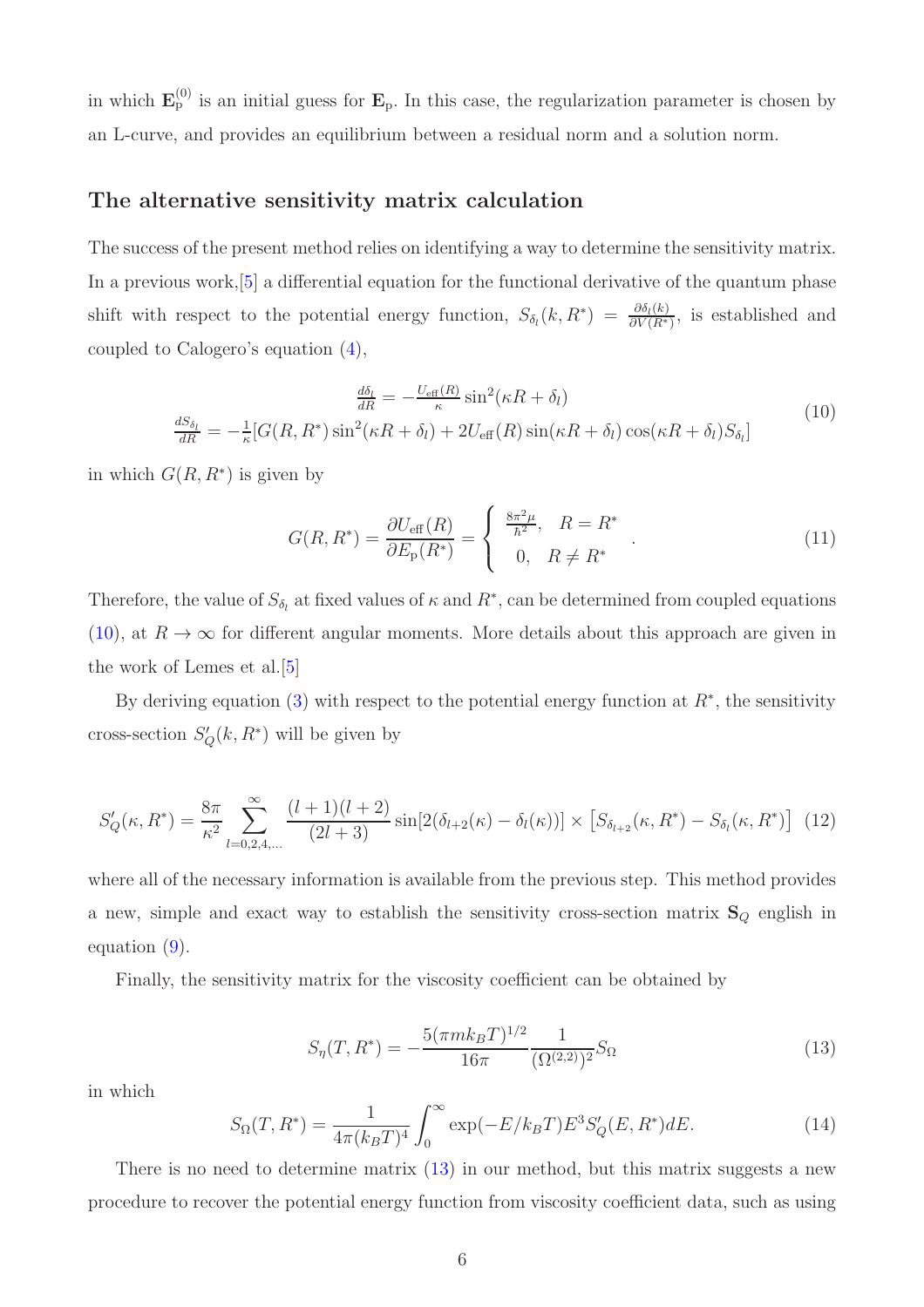in which $\mathbf{E}_\mathrm{p}^{(0)}$ is an initial guess for $\mathbf{E}_\mathrm{p}$. In this case, the regularization parameter is chosen by an L-curve, and provides an equilibrium between a residual norm and a solution norm.

## The alternative sensitivity matrix calculation

The success of the present method relies on identifying a way to determine the sensitivity matrix. In a previous work,[5] a differential equation for the functional derivative of the quantum phase shift with respect to the potential energy function, $S_{\delta_l}(k, R^*) = \frac{\partial \delta_l(k)}{\partial V(R^*)}$, is established and coupled to Calogero's equation (4),

$$
\begin{array}{c}
\frac{d\delta_l}{dR} = -\frac{U_\mathrm{eff}(R)}{\kappa}\sin^2(\kappa R + \delta_l) \\
\frac{dS_{\delta_l}}{dR} = -\frac{1}{\kappa}[G(R,R^*)\sin^2(\kappa R + \delta_l) + 2U_\mathrm{eff}(R)\sin(\kappa R + \delta_l)\cos(\kappa R + \delta_l)S_{\delta_l}]
\end{array}
\tag{10}
$$

in which $G(R, R^*)$ is given by

$$
G(R,R^*) = \frac{\partial U_\mathrm{eff}(R)}{\partial E_\mathrm{p}(R^*)} = \left\{ \begin{array}{ll} \frac{8\pi^2\mu}{\hbar^2}, & R = R^* \\ 0, & R \neq R^* \end{array} \right. .
\tag{11}
$$

Therefore, the value of $S_{\delta_l}$ at fixed values of $\kappa$ and $R^*$, can be determined from coupled equations (10), at $R \to \infty$ for different angular moments. More details about this approach are given in the work of Lemes et al.[5]

By deriving equation (3) with respect to the potential energy function at $R^*$, the sensitivity cross-section $S'_Q(k, R^*)$ will be given by

$$
S'_Q(\kappa, R^*) = \frac{8\pi}{\kappa^2}\sum_{l=0,2,4,\ldots}^{\infty} \frac{(l+1)(l+2)}{(2l+3)}\sin[2(\delta_{l+2}(\kappa) - \delta_l(\kappa))] \times \left[S_{\delta_{l+2}}(\kappa, R^*) - S_{\delta_l}(\kappa, R^*)\right] \tag{12}
$$

where all of the necessary information is available from the previous step. This method provides a new, simple and exact way to establish the sensitivity cross-section matrix $\mathbf{S}_Q$ english in equation (9).

Finally, the sensitivity matrix for the viscosity coefficient can be obtained by

$$
S_\eta(T, R^*) = -\frac{5(\pi m k_B T)^{1/2}}{16\pi}\frac{1}{(\Omega^{(2,2)})^2}S_\Omega \tag{13}
$$

in which

$$
S_\Omega(T, R^*) = \frac{1}{4\pi(k_BT)^4}\int_0^\infty \exp(-E/k_BT)E^3 S'_Q(E, R^*)dE. \tag{14}
$$

There is no need to determine matrix (13) in our method, but this matrix suggests a new procedure to recover the potential energy function from viscosity coefficient data, such as using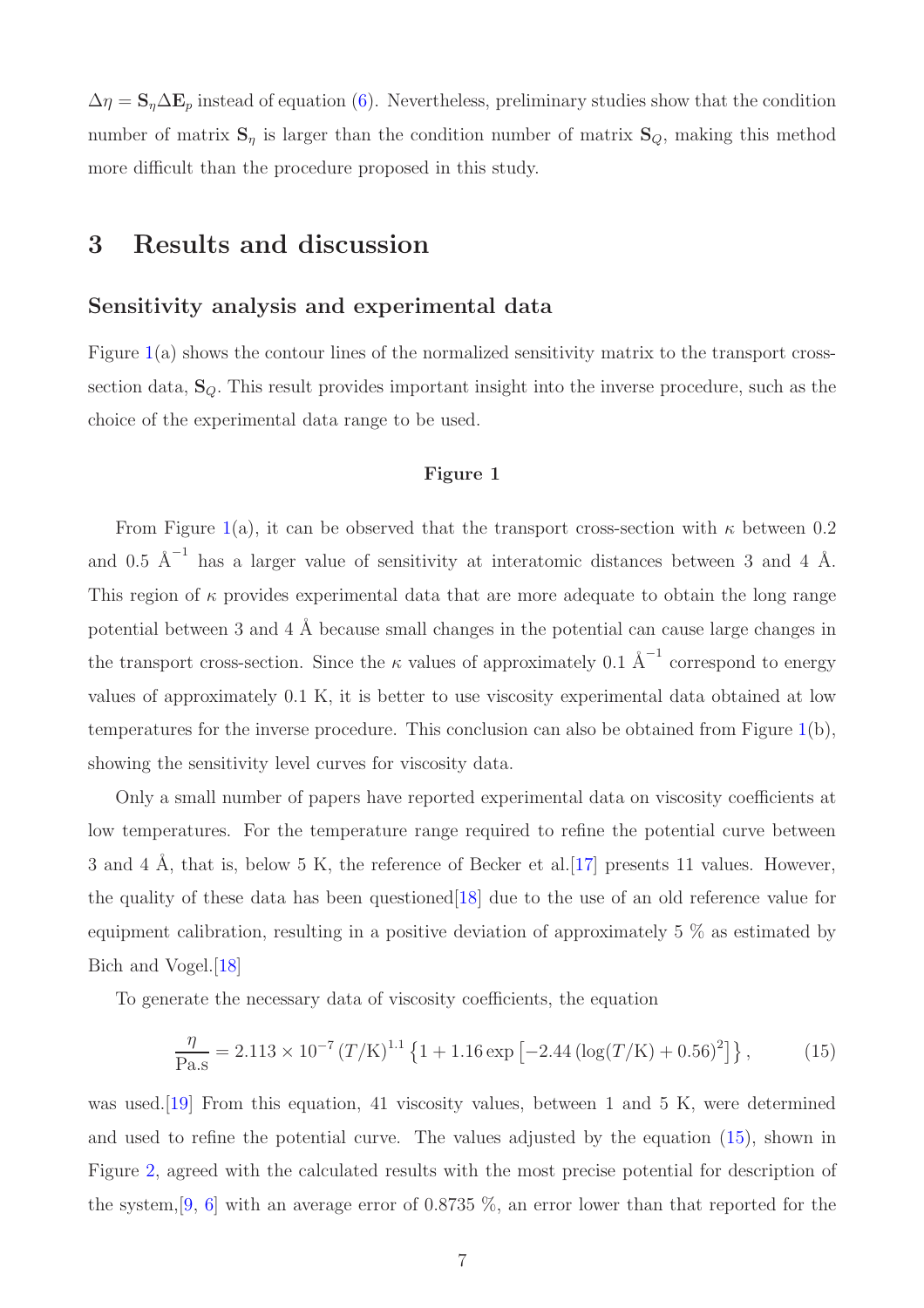$\Delta\eta = \mathbf{S}_\eta \Delta\mathbf{E}_p$ instead of equation (6). Nevertheless, preliminary studies show that the condition number of matrix $\mathbf{S}_\eta$ is larger than the condition number of matrix $\mathbf{S}_Q$, making this method more difficult than the procedure proposed in this study.

# 3 Results and discussion

## Sensitivity analysis and experimental data

Figure 1(a) shows the contour lines of the normalized sensitivity matrix to the transport cross-section data, $\mathbf{S}_Q$. This result provides important insight into the inverse procedure, such as the choice of the experimental data range to be used.

**Figure 1**

From Figure 1(a), it can be observed that the transport cross-section with $\kappa$ between 0.2 and 0.5 $\text{Å}^{-1}$ has a larger value of sensitivity at interatomic distances between 3 and 4 Å. This region of $\kappa$ provides experimental data that are more adequate to obtain the long range potential between 3 and 4 Å because small changes in the potential can cause large changes in the transport cross-section. Since the $\kappa$ values of approximately 0.1 $\text{Å}^{-1}$ correspond to energy values of approximately 0.1 K, it is better to use viscosity experimental data obtained at low temperatures for the inverse procedure. This conclusion can also be obtained from Figure 1(b), showing the sensitivity level curves for viscosity data.

Only a small number of papers have reported experimental data on viscosity coefficients at low temperatures. For the temperature range required to refine the potential curve between 3 and 4 Å, that is, below 5 K, the reference of Becker et al.[17] presents 11 values. However, the quality of these data has been questioned[18] due to the use of an old reference value for equipment calibration, resulting in a positive deviation of approximately 5 % as estimated by Bich and Vogel.[18]

To generate the necessary data of viscosity coefficients, the equation

$$\frac{\eta}{\text{Pa.s}} = 2.113 \times 10^{-7} \, (T/\text{K})^{1.1} \left\{1 + 1.16 \exp\left[-2.44 \left(\log(T/\text{K}) + 0.56\right)^2\right]\right\}, \tag{15}$$

was used.[19] From this equation, 41 viscosity values, between 1 and 5 K, were determined and used to refine the potential curve. The values adjusted by the equation (15), shown in Figure 2, agreed with the calculated results with the most precise potential for description of the system,[9, 6] with an average error of 0.8735 %, an error lower than that reported for the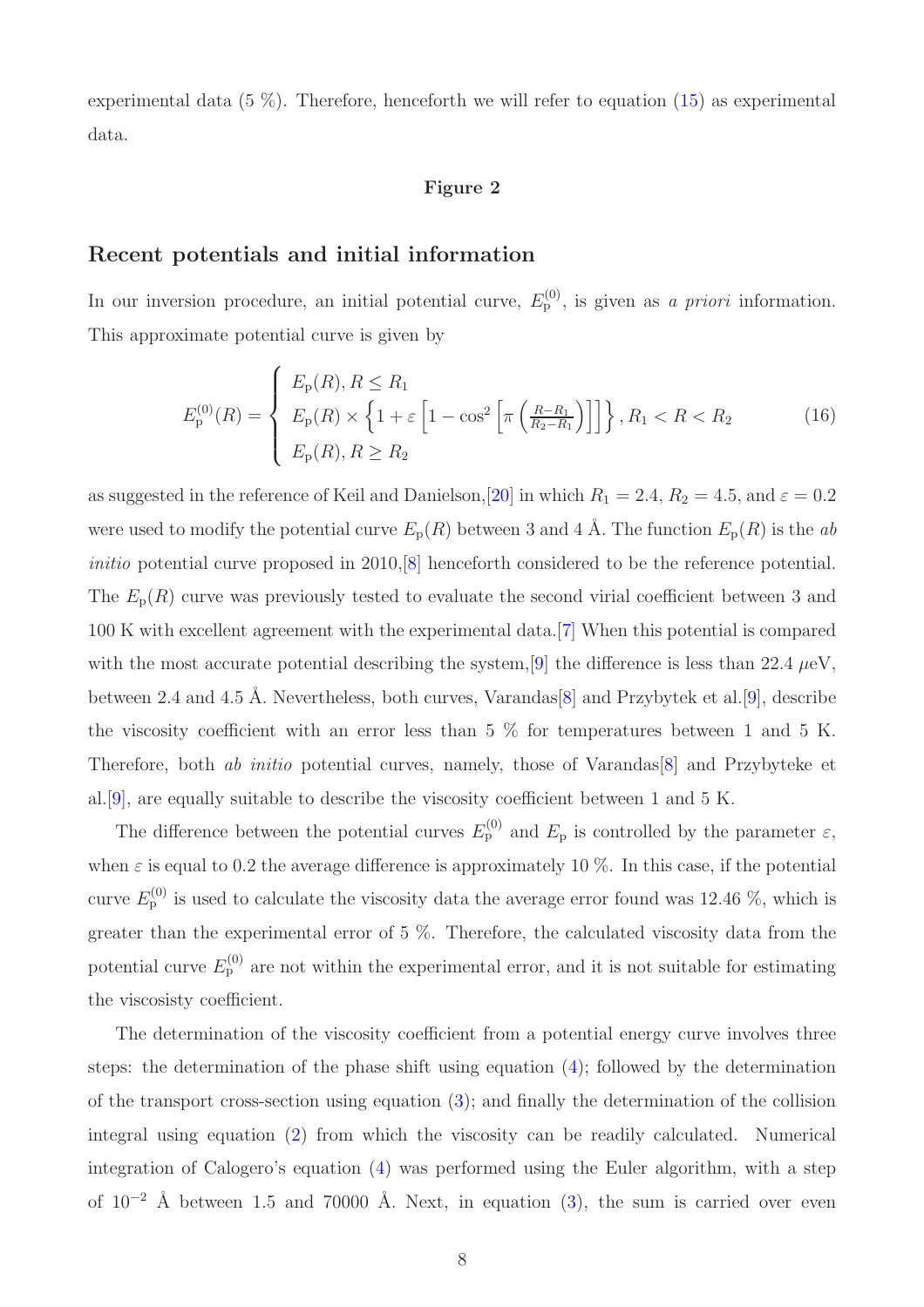experimental data (5 %). Therefore, henceforth we will refer to equation (15) as experimental data.

**Figure 2**

## Recent potentials and initial information

In our inversion procedure, an initial potential curve, $E_{\rm p}^{(0)}$, is given as *a priori* information. This approximate potential curve is given by

$$E_{\rm p}^{(0)}(R) = \begin{cases} E_{\rm p}(R), R \leq R_1 \\ E_{\rm p}(R) \times \left\{1 + \varepsilon\left[1 - \cos^2\left[\pi\left(\frac{R-R_1}{R_2-R_1}\right)\right]\right]\right\}, R_1 < R < R_2 \\ E_{\rm p}(R), R \geq R_2 \end{cases} \tag{16}$$

as suggested in the reference of Keil and Danielson,[20] in which $R_1 = 2.4$, $R_2 = 4.5$, and $\varepsilon = 0.2$ were used to modify the potential curve $E_{\rm p}(R)$ between 3 and 4 Å. The function $E_{\rm p}(R)$ is the *ab initio* potential curve proposed in 2010,[8] henceforth considered to be the reference potential. The $E_{\rm p}(R)$ curve was previously tested to evaluate the second virial coefficient between 3 and 100 K with excellent agreement with the experimental data.[7] When this potential is compared with the most accurate potential describing the system,[9] the difference is less than 22.4 $\mu$eV, between 2.4 and 4.5 Å. Nevertheless, both curves, Varandas[8] and Przybytek et al.[9], describe the viscosity coefficient with an error less than 5 % for temperatures between 1 and 5 K. Therefore, both *ab initio* potential curves, namely, those of Varandas[8] and Przybyteke et al.[9], are equally suitable to describe the viscosity coefficient between 1 and 5 K.

The difference between the potential curves $E_{\rm p}^{(0)}$ and $E_{\rm p}$ is controlled by the parameter $\varepsilon$, when $\varepsilon$ is equal to 0.2 the average difference is approximately 10 %. In this case, if the potential curve $E_{\rm p}^{(0)}$ is used to calculate the viscosity data the average error found was 12.46 %, which is greater than the experimental error of 5 %. Therefore, the calculated viscosity data from the potential curve $E_{\rm p}^{(0)}$ are not within the experimental error, and it is not suitable for estimating the viscosisty coefficient.

The determination of the viscosity coefficient from a potential energy curve involves three steps: the determination of the phase shift using equation (4); followed by the determination of the transport cross-section using equation (3); and finally the determination of the collision integral using equation (2) from which the viscosity can be readily calculated. Numerical integration of Calogero's equation (4) was performed using the Euler algorithm, with a step of $10^{-2}$ Å between 1.5 and 70000 Å. Next, in equation (3), the sum is carried over even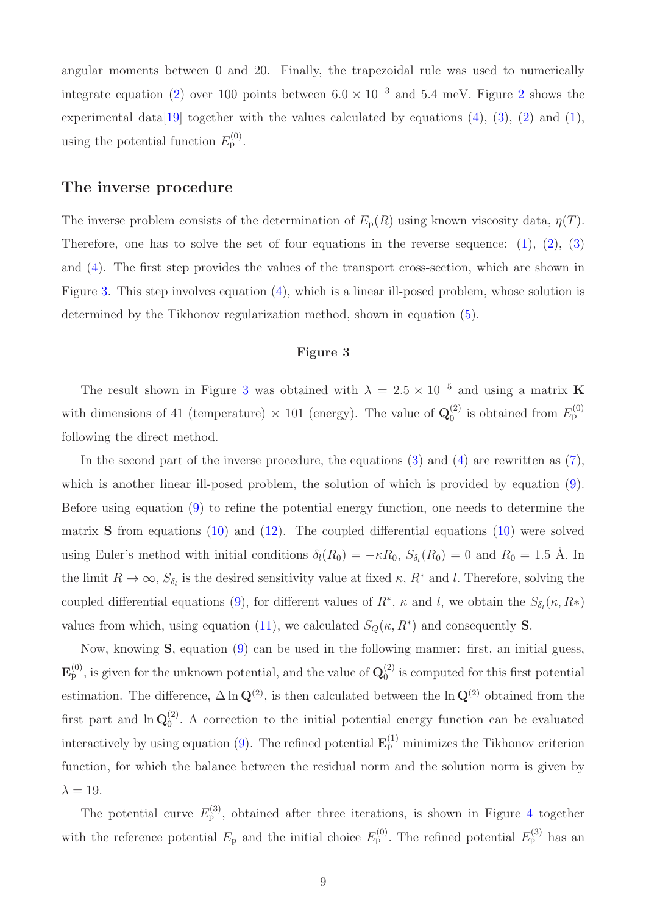angular moments between 0 and 20. Finally, the trapezoidal rule was used to numerically integrate equation (2) over 100 points between $6.0 \times 10^{-3}$ and 5.4 meV. Figure 2 shows the experimental data[19] together with the values calculated by equations (4), (3), (2) and (1), using the potential function $E_{\mathrm{p}}^{(0)}$.

## The inverse procedure

The inverse problem consists of the determination of $E_{\mathrm{p}}(R)$ using known viscosity data, $\eta(T)$. Therefore, one has to solve the set of four equations in the reverse sequence: (1), (2), (3) and (4). The first step provides the values of the transport cross-section, which are shown in Figure 3. This step involves equation (4), which is a linear ill-posed problem, whose solution is determined by the Tikhonov regularization method, shown in equation (5).

**Figure 3**

The result shown in Figure 3 was obtained with $\lambda = 2.5 \times 10^{-5}$ and using a matrix $\mathbf{K}$ with dimensions of 41 (temperature) $\times$ 101 (energy). The value of $\mathbf{Q}_0^{(2)}$ is obtained from $E_{\mathrm{p}}^{(0)}$ following the direct method.

In the second part of the inverse procedure, the equations (3) and (4) are rewritten as (7), which is another linear ill-posed problem, the solution of which is provided by equation (9). Before using equation (9) to refine the potential energy function, one needs to determine the matrix $\mathbf{S}$ from equations (10) and (12). The coupled differential equations (10) were solved using Euler's method with initial conditions $\delta_l(R_0) = -\kappa R_0$, $S_{\delta_l}(R_0) = 0$ and $R_0 = 1.5$ Å. In the limit $R \to \infty$, $S_{\delta_l}$ is the desired sensitivity value at fixed $\kappa$, $R^*$ and $l$. Therefore, solving the coupled differential equations (9), for different values of $R^*$, $\kappa$ and $l$, we obtain the $S_{\delta_l}(\kappa, R*)$ values from which, using equation (11), we calculated $S_Q(\kappa, R^*)$ and consequently $\mathbf{S}$.

Now, knowing $\mathbf{S}$, equation (9) can be used in the following manner: first, an initial guess, $\mathbf{E}_{\mathrm{p}}^{(0)}$, is given for the unknown potential, and the value of $\mathbf{Q}_0^{(2)}$ is computed for this first potential estimation. The difference, $\Delta \ln \mathbf{Q}^{(2)}$, is then calculated between the $\ln \mathbf{Q}^{(2)}$ obtained from the first part and $\ln \mathbf{Q}_0^{(2)}$. A correction to the initial potential energy function can be evaluated interactively by using equation (9). The refined potential $\mathbf{E}_{\mathrm{p}}^{(1)}$ minimizes the Tikhonov criterion function, for which the balance between the residual norm and the solution norm is given by $\lambda = 19$.

The potential curve $E_{\mathrm{p}}^{(3)}$, obtained after three iterations, is shown in Figure 4 together with the reference potential $E_{\mathrm{p}}$ and the initial choice $E_{\mathrm{p}}^{(0)}$. The refined potential $E_{\mathrm{p}}^{(3)}$ has an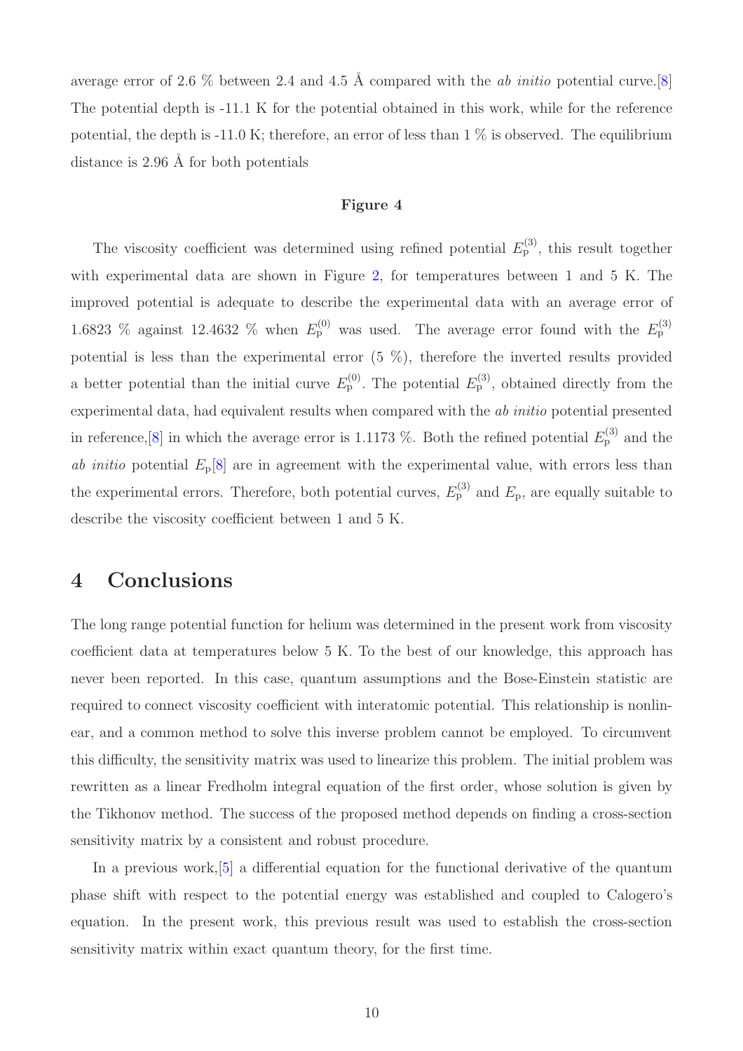average error of 2.6 % between 2.4 and 4.5 Å compared with the *ab initio* potential curve.[8] The potential depth is -11.1 K for the potential obtained in this work, while for the reference potential, the depth is -11.0 K; therefore, an error of less than 1 % is observed. The equilibrium distance is 2.96 Å for both potentials

**Figure 4**

The viscosity coefficient was determined using refined potential $E_\mathrm{p}^{(3)}$, this result together with experimental data are shown in Figure 2, for temperatures between 1 and 5 K. The improved potential is adequate to describe the experimental data with an average error of 1.6823 % against 12.4632 % when $E_\mathrm{p}^{(0)}$ was used. The average error found with the $E_\mathrm{p}^{(3)}$ potential is less than the experimental error (5 %), therefore the inverted results provided a better potential than the initial curve $E_\mathrm{p}^{(0)}$. The potential $E_\mathrm{p}^{(3)}$, obtained directly from the experimental data, had equivalent results when compared with the *ab initio* potential presented in reference,[8] in which the average error is 1.1173 %. Both the refined potential $E_\mathrm{p}^{(3)}$ and the *ab initio* potential $E_\mathrm{p}$[8] are in agreement with the experimental value, with errors less than the experimental errors. Therefore, both potential curves, $E_\mathrm{p}^{(3)}$ and $E_\mathrm{p}$, are equally suitable to describe the viscosity coefficient between 1 and 5 K.

## 4 Conclusions

The long range potential function for helium was determined in the present work from viscosity coefficient data at temperatures below 5 K. To the best of our knowledge, this approach has never been reported. In this case, quantum assumptions and the Bose-Einstein statistic are required to connect viscosity coefficient with interatomic potential. This relationship is nonlinear, and a common method to solve this inverse problem cannot be employed. To circumvent this difficulty, the sensitivity matrix was used to linearize this problem. The initial problem was rewritten as a linear Fredholm integral equation of the first order, whose solution is given by the Tikhonov method. The success of the proposed method depends on finding a cross-section sensitivity matrix by a consistent and robust procedure.

In a previous work,[5] a differential equation for the functional derivative of the quantum phase shift with respect to the potential energy was established and coupled to Calogero's equation. In the present work, this previous result was used to establish the cross-section sensitivity matrix within exact quantum theory, for the first time.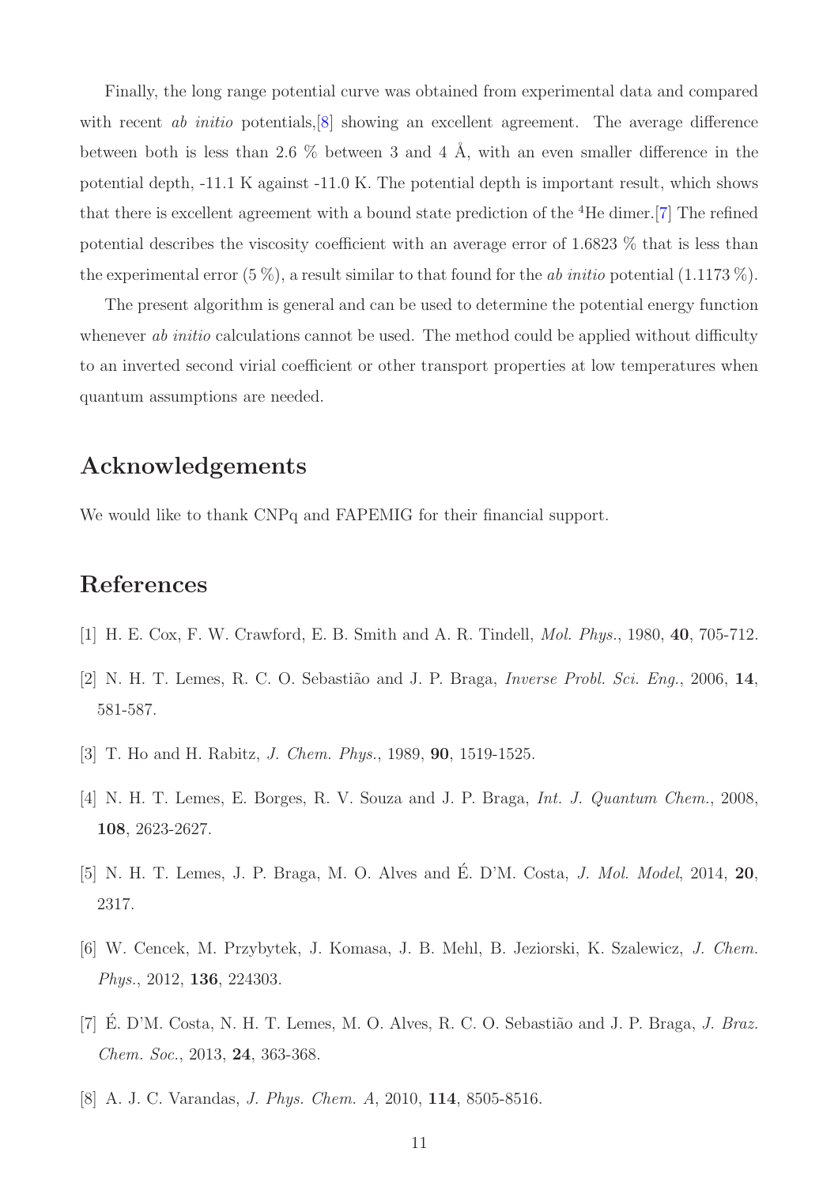Finally, the long range potential curve was obtained from experimental data and compared with recent *ab initio* potentials,[8] showing an excellent agreement. The average difference between both is less than 2.6 % between 3 and 4 Å, with an even smaller difference in the potential depth, -11.1 K against -11.0 K. The potential depth is important result, which shows that there is excellent agreement with a bound state prediction of the $^4$He dimer.[7] The refined potential describes the viscosity coefficient with an average error of 1.6823 % that is less than the experimental error (5 %), a result similar to that found for the *ab initio* potential (1.1173 %).

The present algorithm is general and can be used to determine the potential energy function whenever *ab initio* calculations cannot be used. The method could be applied without difficulty to an inverted second virial coefficient or other transport properties at low temperatures when quantum assumptions are needed.

## Acknowledgements

We would like to thank CNPq and FAPEMIG for their financial support.

## References

[1] H. E. Cox, F. W. Crawford, E. B. Smith and A. R. Tindell, *Mol. Phys.*, 1980, **40**, 705-712.

[2] N. H. T. Lemes, R. C. O. Sebastião and J. P. Braga, *Inverse Probl. Sci. Eng.*, 2006, **14**, 581-587.

[3] T. Ho and H. Rabitz, *J. Chem. Phys.*, 1989, **90**, 1519-1525.

[4] N. H. T. Lemes, E. Borges, R. V. Souza and J. P. Braga, *Int. J. Quantum Chem.*, 2008, **108**, 2623-2627.

[5] N. H. T. Lemes, J. P. Braga, M. O. Alves and É. D'M. Costa, *J. Mol. Model*, 2014, **20**, 2317.

[6] W. Cencek, M. Przybytek, J. Komasa, J. B. Mehl, B. Jeziorski, K. Szalewicz, *J. Chem. Phys.*, 2012, **136**, 224303.

[7] É. D'M. Costa, N. H. T. Lemes, M. O. Alves, R. C. O. Sebastião and J. P. Braga, *J. Braz. Chem. Soc.*, 2013, **24**, 363-368.

[8] A. J. C. Varandas, *J. Phys. Chem. A*, 2010, **114**, 8505-8516.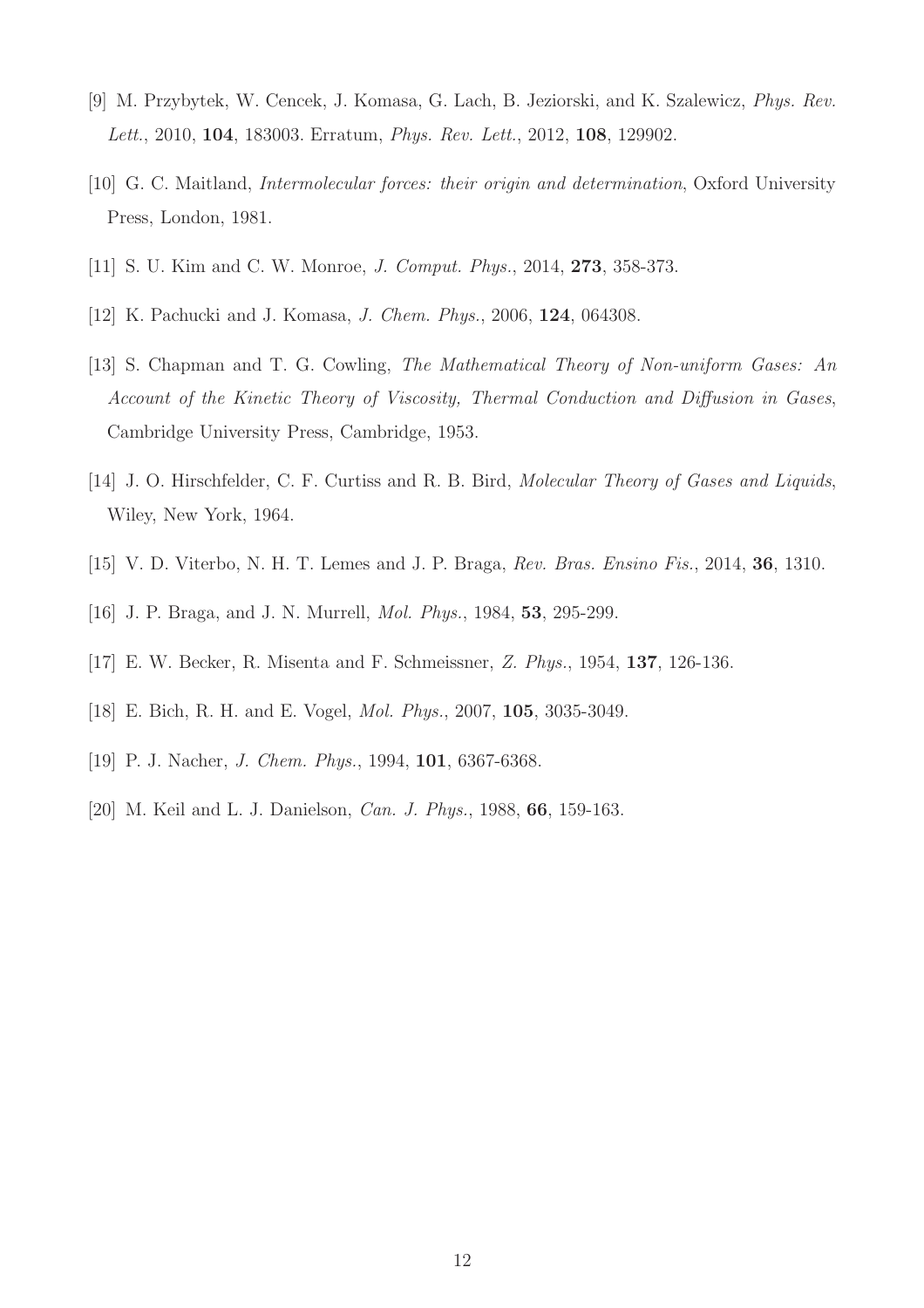[9] M. Przybytek, W. Cencek, J. Komasa, G. Lach, B. Jeziorski, and K. Szalewicz, *Phys. Rev. Lett.*, 2010, **104**, 183003. Erratum, *Phys. Rev. Lett.*, 2012, **108**, 129902.

[10] G. C. Maitland, *Intermolecular forces: their origin and determination*, Oxford University Press, London, 1981.

[11] S. U. Kim and C. W. Monroe, *J. Comput. Phys.*, 2014, **273**, 358-373.

[12] K. Pachucki and J. Komasa, *J. Chem. Phys.*, 2006, **124**, 064308.

[13] S. Chapman and T. G. Cowling, *The Mathematical Theory of Non-uniform Gases: An Account of the Kinetic Theory of Viscosity, Thermal Conduction and Diffusion in Gases*, Cambridge University Press, Cambridge, 1953.

[14] J. O. Hirschfelder, C. F. Curtiss and R. B. Bird, *Molecular Theory of Gases and Liquids*, Wiley, New York, 1964.

[15] V. D. Viterbo, N. H. T. Lemes and J. P. Braga, *Rev. Bras. Ensino Fis.*, 2014, **36**, 1310.

[16] J. P. Braga, and J. N. Murrell, *Mol. Phys.*, 1984, **53**, 295-299.

[17] E. W. Becker, R. Misenta and F. Schmeissner, *Z. Phys.*, 1954, **137**, 126-136.

[18] E. Bich, R. H. and E. Vogel, *Mol. Phys.*, 2007, **105**, 3035-3049.

[19] P. J. Nacher, *J. Chem. Phys.*, 1994, **101**, 6367-6368.

[20] M. Keil and L. J. Danielson, *Can. J. Phys.*, 1988, **66**, 159-163.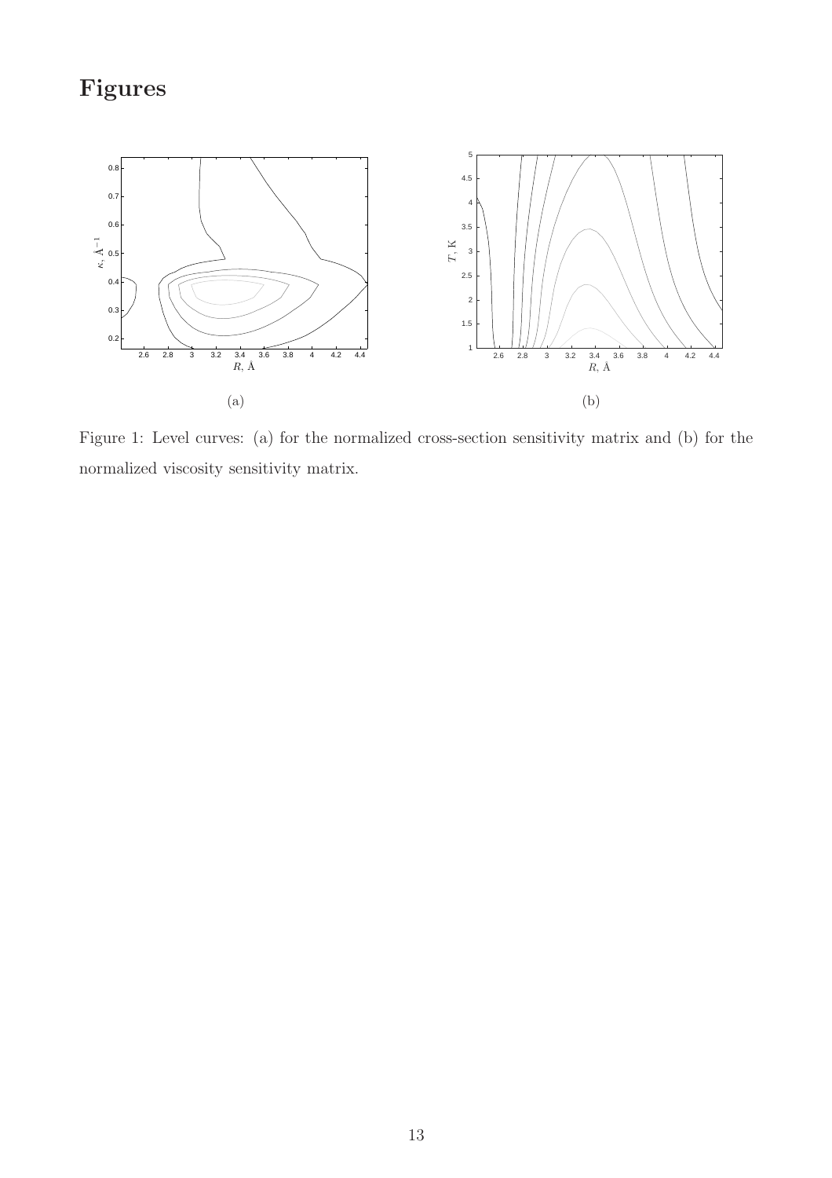# Figures

(a)

(b)

Figure 1: Level curves: (a) for the normalized cross-section sensitivity matrix and (b) for the normalized viscosity sensitivity matrix.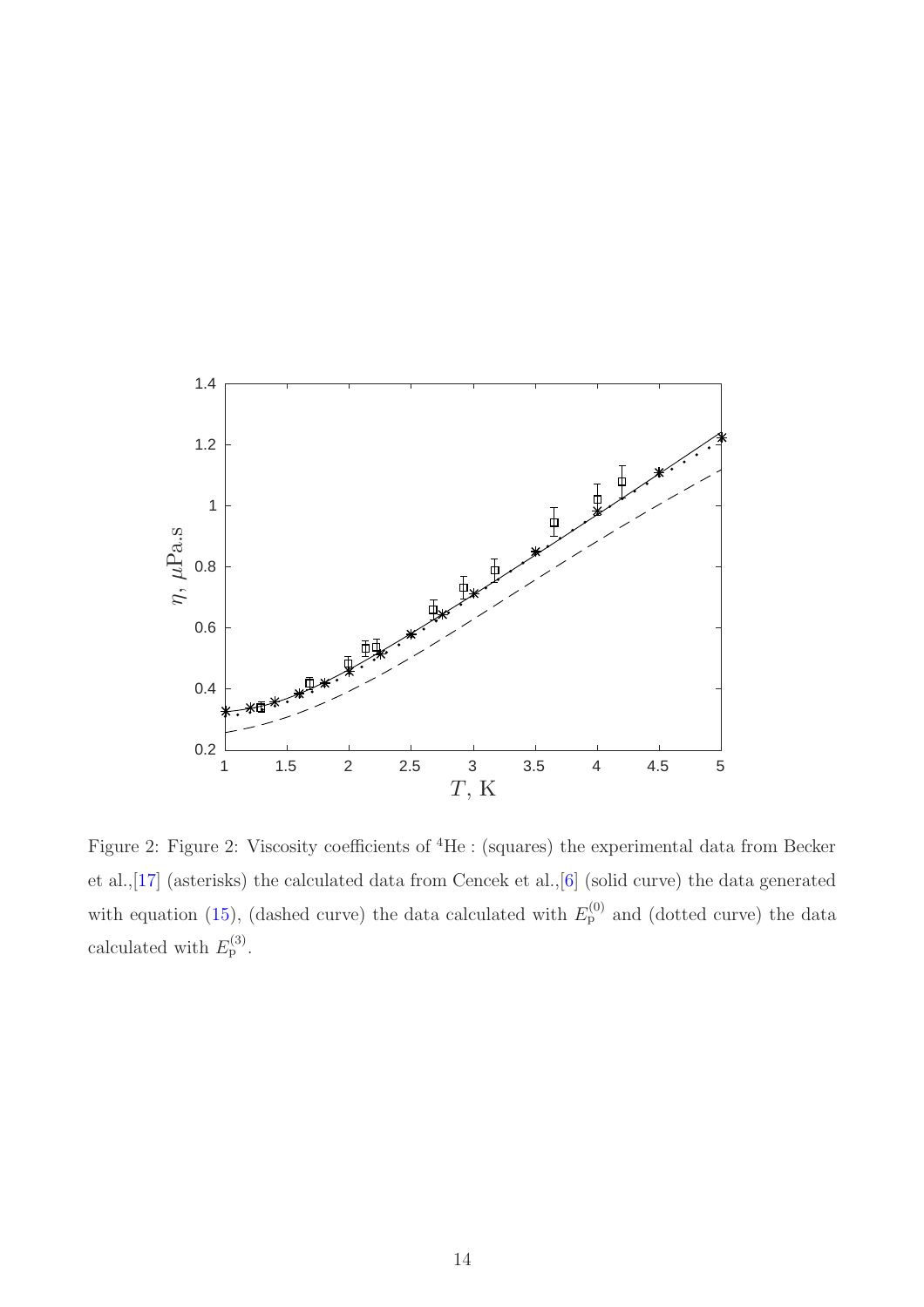Figure 2: Figure 2: Viscosity coefficients of $^4$He : (squares) the experimental data from Becker et al.,[17] (asterisks) the calculated data from Cencek et al.,[6] (solid curve) the data generated with equation (15), (dashed curve) the data calculated with $E_\mathrm{p}^{(0)}$ and (dotted curve) the data calculated with $E_\mathrm{p}^{(3)}$.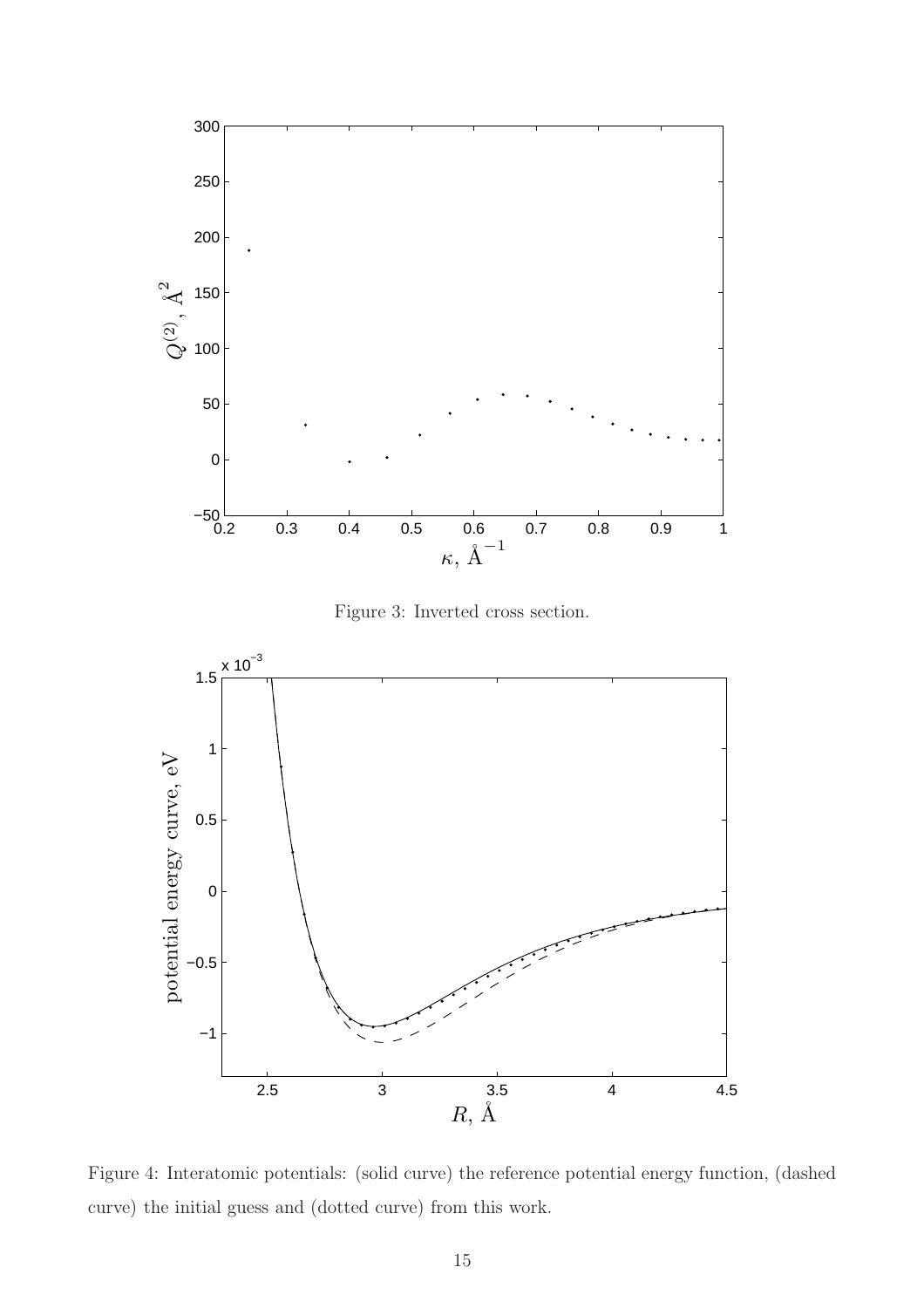300

250

200

150

100

50

0

−50

0.2 0.3 0.4 0.5 0.6 0.7 0.8 0.9 1

$Q^{(2)}$, Å$^2$

$\kappa$, Å$^{-1}$

Figure 3: Inverted cross section.

x 10$^{-3}$

1.5

1

0.5

0

−0.5

−1

2.5 3 3.5 4 4.5

potential energy curve, eV

$R$, Å

Figure 4: Interatomic potentials: (solid curve) the reference potential energy function, (dashed curve) the initial guess and (dotted curve) from this work.